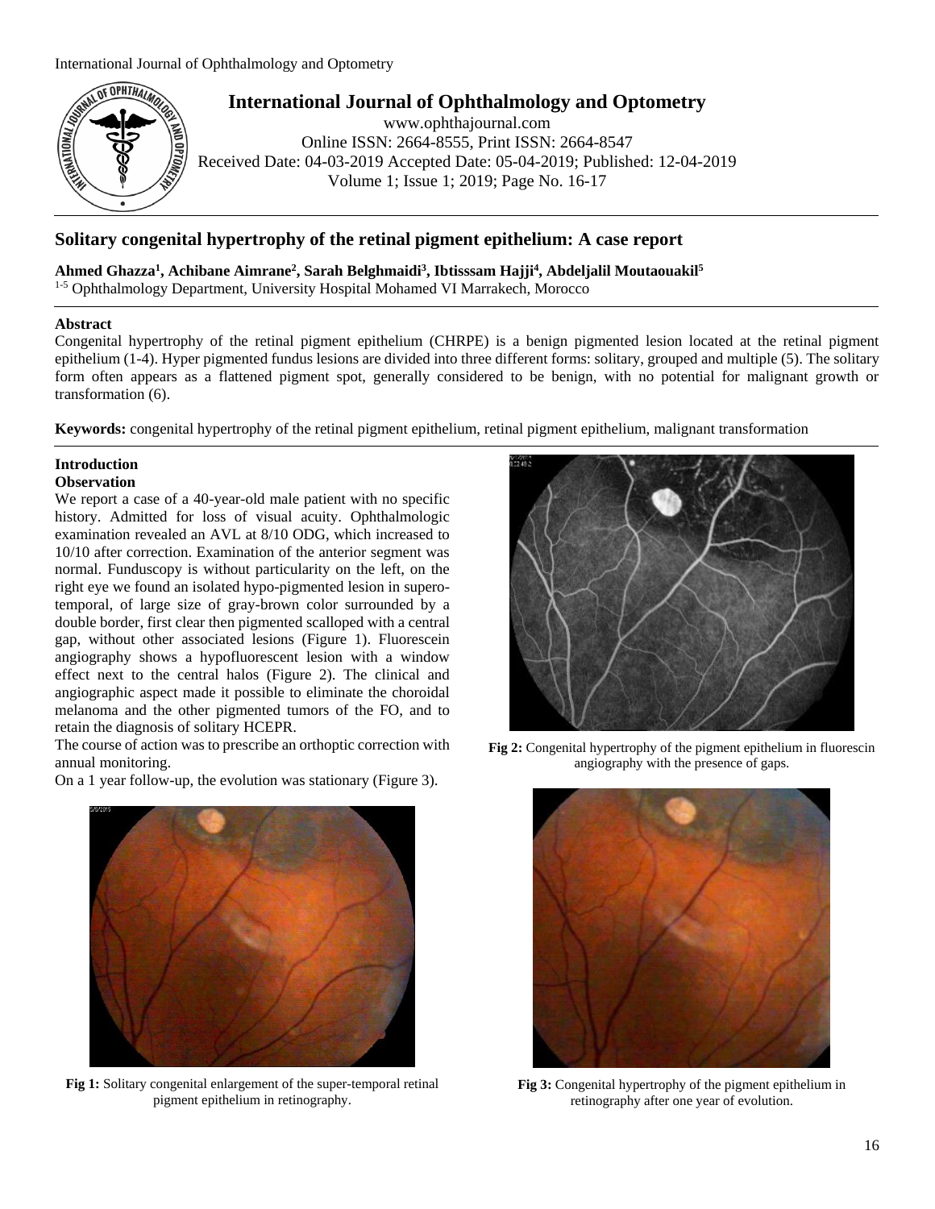# International Journal of Ophthalmology and Optometry

www.ophthajournal.com
Online ISSN: 2664-8555, Print ISSN: 2664-8547
Received Date: 04-03-2019 Accepted Date: 05-04-2019; Published: 12-04-2019

## Solitary congenital hypertrophy of the retinal pigment epithelium: A case report

**Ahmed Ghazza[1], Achibane Aimrane[2], Sarah Belghmaidi[3], Ibtisssam Hajji[4], Abdeljalil Moutaouakil[5]**
[1-5] Ophthalmology Department, University Hospital Mohamed VI Marrakech, Morocco

### Abstract

Congenital hypertrophy of the retinal pigment epithelium (CHRPE) is a benign pigmented lesion located at the retinal pigment epithelium (1-4). Hyper pigmented fundus lesions are divided into three different forms: solitary, grouped and multiple (5). The solitary form often appears as a flattened pigment spot, generally considered to be benign, with no potential for malignant growth or transformation (6).

**Keywords:** congenital hypertrophy of the retinal pigment epithelium, retinal pigment epithelium, malignant transformation

### Introduction

#### Observation

We report a case of a 40-year-old male patient with no specific history. Admitted for loss of visual acuity. Ophthalmologic examination revealed an AVL at 8/10 ODG, which increased to 10/10 after correction. Examination of the anterior segment was normal. Funduscopy is without particularity on the left, on the right eye we found an isolated hypo-pigmented lesion in supero-temporal, of large size of gray-brown color surrounded by a double border, first clear then pigmented scalloped with a central gap, without other associated lesions (Figure 1). Fluorescein angiography shows a hypofluorescent lesion with a window effect next to the central halos (Figure 2). The clinical and angiographic aspect made it possible to eliminate the choroidal melanoma and the other pigmented tumors of the FO, and to retain the diagnosis of solitary HCEPR.

The course of action was to prescribe an orthoptic correction with annual monitoring.

On a 1 year follow-up, the evolution was stationary (Figure 3).

**Fig 1:** Solitary congenital enlargement of the super-temporal retinal pigment epithelium in retinography.

**Fig 2:** Congenital hypertrophy of the pigment epithelium in fluorescin angiography with the presence of gaps.

**Fig 3:** Congenital hypertrophy of the pigment epithelium in retinography after one year of evolution.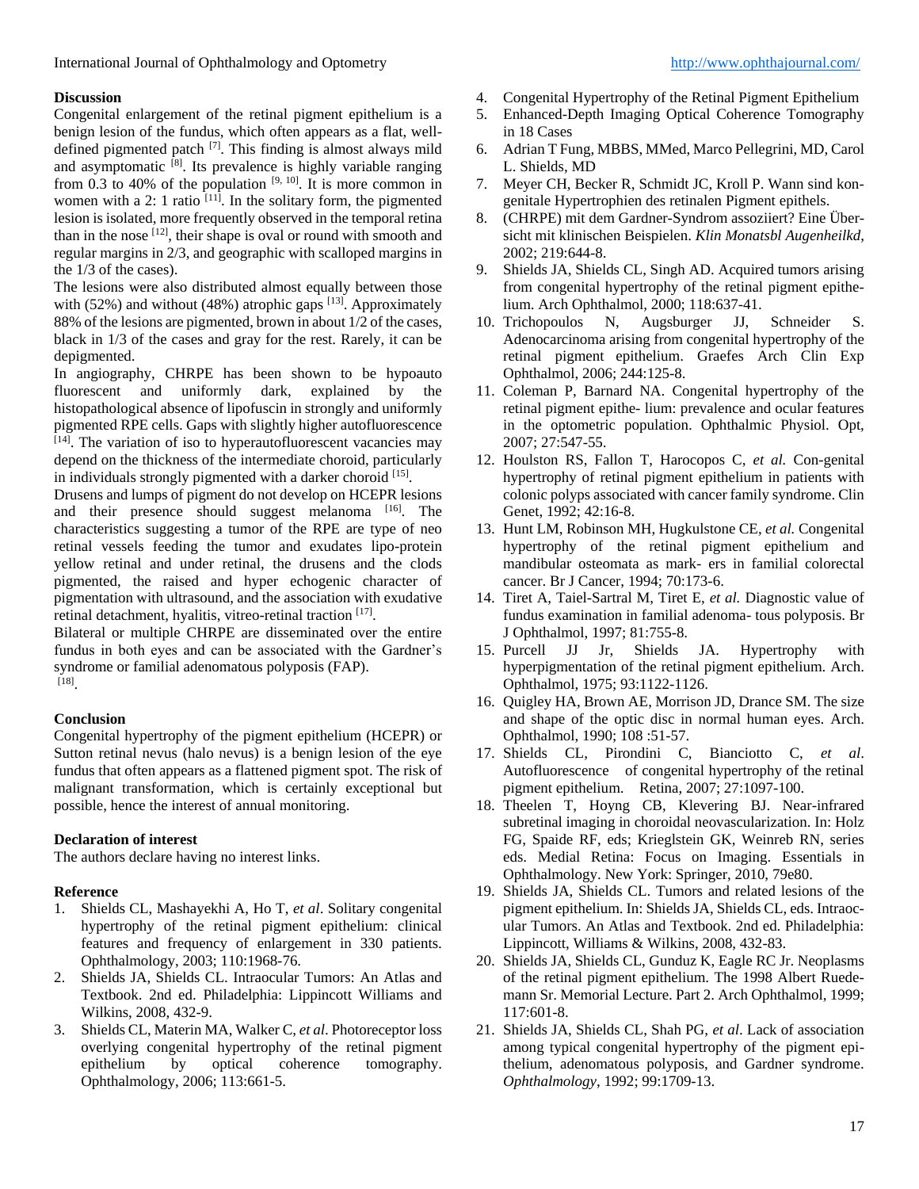## Discussion

Congenital enlargement of the retinal pigment epithelium is a benign lesion of the fundus, which often appears as a flat, well-defined pigmented patch [7]. This finding is almost always mild and asymptomatic [8]. Its prevalence is highly variable ranging from 0.3 to 40% of the population [9, 10]. It is more common in women with a 2: 1 ratio [11]. In the solitary form, the pigmented lesion is isolated, more frequently observed in the temporal retina than in the nose [12], their shape is oval or round with smooth and regular margins in 2/3, and geographic with scalloped margins in the 1/3 of the cases).

The lesions were also distributed almost equally between those with (52%) and without (48%) atrophic gaps [13]. Approximately 88% of the lesions are pigmented, brown in about 1/2 of the cases, black in 1/3 of the cases and gray for the rest. Rarely, it can be depigmented.

In angiography, CHRPE has been shown to be hypoauto fluorescent and uniformly dark, explained by the histopathological absence of lipofuscin in strongly and uniformly pigmented RPE cells. Gaps with slightly higher autofluorescence [14]. The variation of iso to hyperautofluorescent vacancies may depend on the thickness of the intermediate choroid, particularly in individuals strongly pigmented with a darker choroid [15].

Drusens and lumps of pigment do not develop on HCEPR lesions and their presence should suggest melanoma [16]. The characteristics suggesting a tumor of the RPE are type of neo retinal vessels feeding the tumor and exudates lipo-protein yellow retinal and under retinal, the drusens and the clods pigmented, the raised and hyper echogenic character of pigmentation with ultrasound, and the association with exudative retinal detachment, hyalitis, vitreo-retinal traction [17].

Bilateral or multiple CHRPE are disseminated over the entire fundus in both eyes and can be associated with the Gardner's syndrome or familial adenomatous polyposis (FAP). [18].

## Conclusion

Congenital hypertrophy of the pigment epithelium (HCEPR) or Sutton retinal nevus (halo nevus) is a benign lesion of the eye fundus that often appears as a flattened pigment spot. The risk of malignant transformation, which is certainly exceptional but possible, hence the interest of annual monitoring.

## Declaration of interest

The authors declare having no interest links.

## Reference

1. Shields CL, Mashayekhi A, Ho T, *et al*. Solitary congenital hypertrophy of the retinal pigment epithelium: clinical features and frequency of enlargement in 330 patients. Ophthalmology, 2003; 110:1968-76.
2. Shields JA, Shields CL. Intraocular Tumors: An Atlas and Textbook. 2nd ed. Philadelphia: Lippincott Williams and Wilkins, 2008, 432-9.
3. Shields CL, Materin MA, Walker C, *et al*. Photoreceptor loss overlying congenital hypertrophy of the retinal pigment epithelium by optical coherence tomography. Ophthalmology, 2006; 113:661-5.
4. Congenital Hypertrophy of the Retinal Pigment Epithelium
5. Enhanced-Depth Imaging Optical Coherence Tomography in 18 Cases
6. Adrian T Fung, MBBS, MMed, Marco Pellegrini, MD, Carol L. Shields, MD
7. Meyer CH, Becker R, Schmidt JC, Kroll P. Wann sind kon-genitale Hypertrophien des retinalen Pigment epithels.
8. (CHRPE) mit dem Gardner-Syndrom assoziiert? Eine Über-sicht mit klinischen Beispielen. *Klin Monatsbl Augenheilkd*, 2002; 219:644-8.
9. Shields JA, Shields CL, Singh AD. Acquired tumors arising from congenital hypertrophy of the retinal pigment epithe-lium. Arch Ophthalmol, 2000; 118:637-41.
10. Trichopoulos N, Augsburger JJ, Schneider S. Adenocarcinoma arising from congenital hypertrophy of the retinal pigment epithelium. Graefes Arch Clin Exp Ophthalmol, 2006; 244:125-8.
11. Coleman P, Barnard NA. Congenital hypertrophy of the retinal pigment epithe- lium: prevalence and ocular features in the optometric population. Ophthalmic Physiol. Opt, 2007; 27:547-55.
12. Houlston RS, Fallon T, Harocopos C, *et al.* Con-genital hypertrophy of retinal pigment epithelium in patients with colonic polyps associated with cancer family syndrome. Clin Genet, 1992; 42:16-8.
13. Hunt LM, Robinson MH, Hugkulstone CE, *et al.* Congenital hypertrophy of the retinal pigment epithelium and mandibular osteomata as mark- ers in familial colorectal cancer. Br J Cancer, 1994; 70:173-6.
14. Tiret A, Taiel-Sartral M, Tiret E, *et al.* Diagnostic value of fundus examination in familial adenoma- tous polyposis. Br J Ophthalmol, 1997; 81:755-8.
15. Purcell JJ Jr, Shields JA. Hypertrophy with hyperpigmentation of the retinal pigment epithelium. Arch. Ophthalmol, 1975; 93:1122-1126.
16. Quigley HA, Brown AE, Morrison JD, Drance SM. The size and shape of the optic disc in normal human eyes. Arch. Ophthalmol, 1990; 108 :51-57.
17. Shields CL, Pirondini C, Bianciotto C, *et al*. Autofluorescence of congenital hypertrophy of the retinal pigment epithelium. Retina, 2007; 27:1097-100.
18. Theelen T, Hoyng CB, Klevering BJ. Near-infrared subretinal imaging in choroidal neovascularization. In: Holz FG, Spaide RF, eds; Krieglstein GK, Weinreb RN, series eds. Medial Retina: Focus on Imaging. Essentials in Ophthalmology. New York: Springer, 2010, 79e80.
19. Shields JA, Shields CL. Tumors and related lesions of the pigment epithelium. In: Shields JA, Shields CL, eds. Intraoc-ular Tumors. An Atlas and Textbook. 2nd ed. Philadelphia: Lippincott, Williams & Wilkins, 2008, 432-83.
20. Shields JA, Shields CL, Gunduz K, Eagle RC Jr. Neoplasms of the retinal pigment epithelium. The 1998 Albert Ruede-mann Sr. Memorial Lecture. Part 2. Arch Ophthalmol, 1999; 117:601-8.
21. Shields JA, Shields CL, Shah PG, *et al*. Lack of association among typical congenital hypertrophy of the pigment epi-thelium, adenomatous polyposis, and Gardner syndrome. *Ophthalmology*, 1992; 99:1709-13.